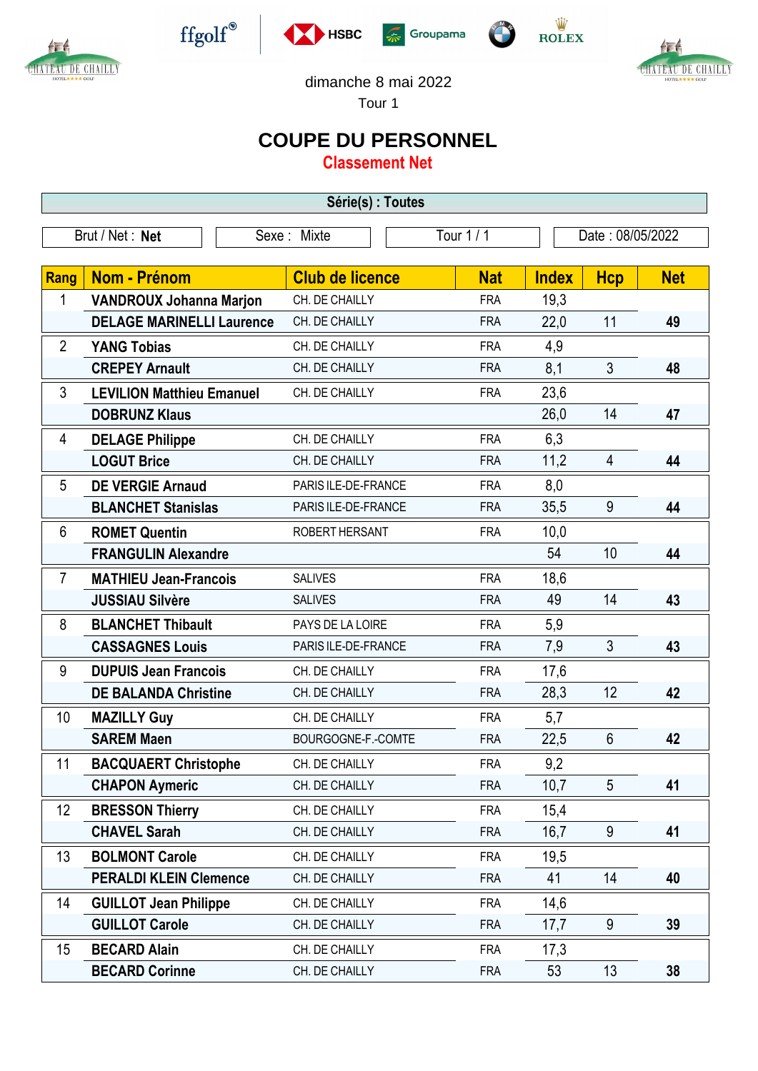dimanche 8 mai 2022

Tour 1

# COUPE DU PERSONNEL

## Classement Net

**Série(s) : Toutes**

| Brut / Net : **Net** | Sexe : Mixte | Tour 1 / 1 | Date : 08/05/2022 |
|---|---|---|---|

| Rang | Nom - Prénom | Club de licence | Nat | Index | Hcp | Net |
|---|---|---|---|---|---|---|
| 1 | **VANDROUX Johanna Marjon** | CH. DE CHAILLY | FRA | 19,3 | | |
| | **DELAGE MARINELLI Laurence** | CH. DE CHAILLY | FRA | 22,0 | 11 | **49** |
| 2 | **YANG Tobias** | CH. DE CHAILLY | FRA | 4,9 | | |
| | **CREPEY Arnault** | CH. DE CHAILLY | FRA | 8,1 | 3 | **48** |
| 3 | **LEVILION Matthieu Emanuel** | CH. DE CHAILLY | FRA | 23,6 | | |
| | **DOBRUNZ Klaus** | | | 26,0 | 14 | **47** |
| 4 | **DELAGE Philippe** | CH. DE CHAILLY | FRA | 6,3 | | |
| | **LOGUT Brice** | CH. DE CHAILLY | FRA | 11,2 | 4 | **44** |
| 5 | **DE VERGIE Arnaud** | PARIS ILE-DE-FRANCE | FRA | 8,0 | | |
| | **BLANCHET Stanislas** | PARIS ILE-DE-FRANCE | FRA | 35,5 | 9 | **44** |
| 6 | **ROMET Quentin** | ROBERT HERSANT | FRA | 10,0 | | |
| | **FRANGULIN Alexandre** | | | 54 | 10 | **44** |
| 7 | **MATHIEU Jean-Francois** | SALIVES | FRA | 18,6 | | |
| | **JUSSIAU Silvère** | SALIVES | FRA | 49 | 14 | **43** |
| 8 | **BLANCHET Thibault** | PAYS DE LA LOIRE | FRA | 5,9 | | |
| | **CASSAGNES Louis** | PARIS ILE-DE-FRANCE | FRA | 7,9 | 3 | **43** |
| 9 | **DUPUIS Jean Francois** | CH. DE CHAILLY | FRA | 17,6 | | |
| | **DE BALANDA Christine** | CH. DE CHAILLY | FRA | 28,3 | 12 | **42** |
| 10 | **MAZILLY Guy** | CH. DE CHAILLY | FRA | 5,7 | | |
| | **SAREM Maen** | BOURGOGNE-F.-COMTE | FRA | 22,5 | 6 | **42** |
| 11 | **BACQUAERT Christophe** | CH. DE CHAILLY | FRA | 9,2 | | |
| | **CHAPON Aymeric** | CH. DE CHAILLY | FRA | 10,7 | 5 | **41** |
| 12 | **BRESSON Thierry** | CH. DE CHAILLY | FRA | 15,4 | | |
| | **CHAVEL Sarah** | CH. DE CHAILLY | FRA | 16,7 | 9 | **41** |
| 13 | **BOLMONT Carole** | CH. DE CHAILLY | FRA | 19,5 | | |
| | **PERALDI KLEIN Clemence** | CH. DE CHAILLY | FRA | 41 | 14 | **40** |
| 14 | **GUILLOT Jean Philippe** | CH. DE CHAILLY | FRA | 14,6 | | |
| | **GUILLOT Carole** | CH. DE CHAILLY | FRA | 17,7 | 9 | **39** |
| 15 | **BECARD Alain** | CH. DE CHAILLY | FRA | 17,3 | | |
| | **BECARD Corinne** | CH. DE CHAILLY | FRA | 53 | 13 | **38** |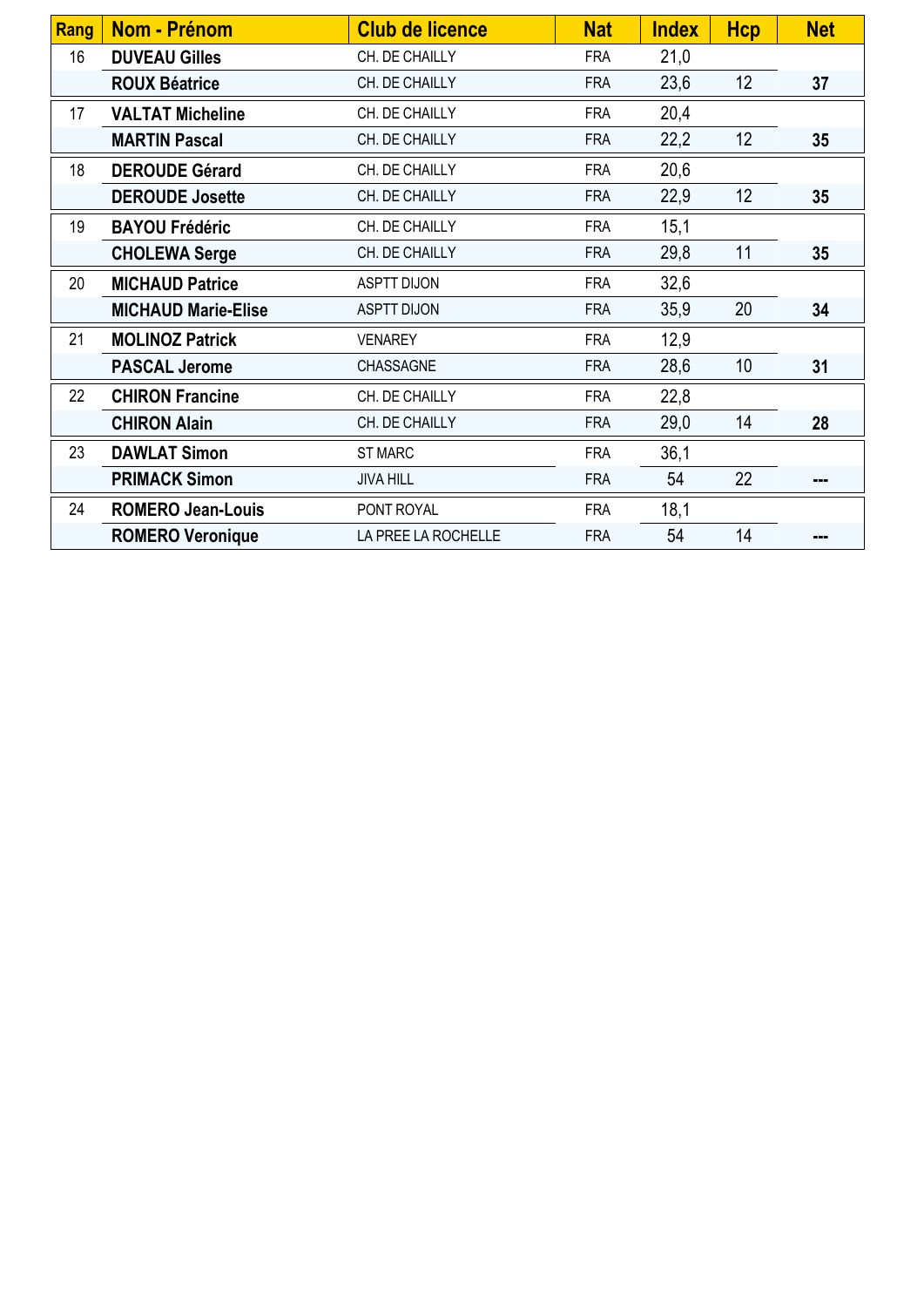| Rang | Nom - Prénom | Club de licence | Nat | Index | Hcp | Net |
|---|---|---|---|---|---|---|
| 16 | **DUVEAU Gilles** | CH. DE CHAILLY | FRA | 21,0 | | |
| | **ROUX Béatrice** | CH. DE CHAILLY | FRA | 23,6 | 12 | **37** |
| 17 | **VALTAT Micheline** | CH. DE CHAILLY | FRA | 20,4 | | |
| | **MARTIN Pascal** | CH. DE CHAILLY | FRA | 22,2 | 12 | **35** |
| 18 | **DEROUDE Gérard** | CH. DE CHAILLY | FRA | 20,6 | | |
| | **DEROUDE Josette** | CH. DE CHAILLY | FRA | 22,9 | 12 | **35** |
| 19 | **BAYOU Frédéric** | CH. DE CHAILLY | FRA | 15,1 | | |
| | **CHOLEWA Serge** | CH. DE CHAILLY | FRA | 29,8 | 11 | **35** |
| 20 | **MICHAUD Patrice** | ASPTT DIJON | FRA | 32,6 | | |
| | **MICHAUD Marie-Elise** | ASPTT DIJON | FRA | 35,9 | 20 | **34** |
| 21 | **MOLINOZ Patrick** | VENAREY | FRA | 12,9 | | |
| | **PASCAL Jerome** | CHASSAGNE | FRA | 28,6 | 10 | **31** |
| 22 | **CHIRON Francine** | CH. DE CHAILLY | FRA | 22,8 | | |
| | **CHIRON Alain** | CH. DE CHAILLY | FRA | 29,0 | 14 | **28** |
| 23 | **DAWLAT Simon** | ST MARC | FRA | 36,1 | | |
| | **PRIMACK Simon** | JIVA HILL | FRA | 54 | 22 | **---** |
| 24 | **ROMERO Jean-Louis** | PONT ROYAL | FRA | 18,1 | | |
| | **ROMERO Veronique** | LA PREE LA ROCHELLE | FRA | 54 | 14 | **---** |